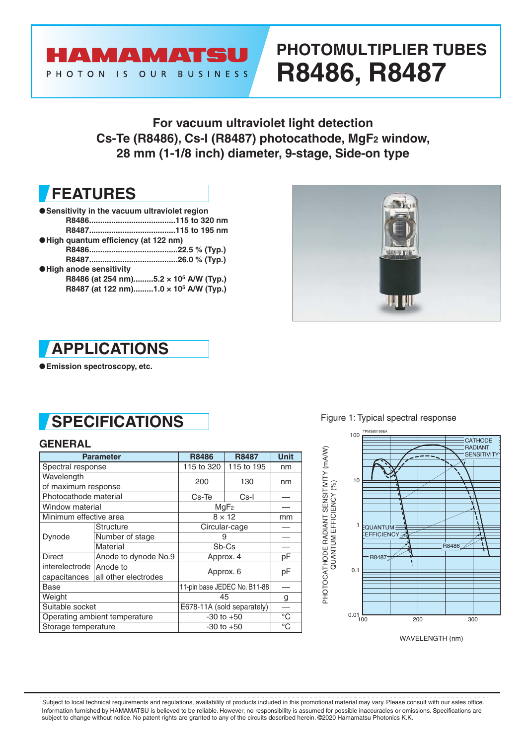# HAMAMATSU

PHOTON IS OUR BUSINESS

# PHOTOMULTIPLIER TUBES R8486, R8487

**For vacuum ultraviolet light detection**
**Cs-Te (R8486), Cs-I (R8487) photocathode, $MgF_2$ window,**
**28 mm (1-1/8 inch) diameter, 9-stage, Side-on type**

## FEATURES

- **Sensitivity in the vacuum ultraviolet region**
  - R8486.......................................115 to 320 nm
  - R8487.......................................115 to 195 nm
- **High quantum efficiency (at 122 nm)**
  - R8486........................................22.5 % (Typ.)
  - R8487........................................26.0 % (Typ.)
- **High anode sensitivity**
  - R8486 (at 254 nm).........$5.2 \times 10^5$ A/W (Typ.)
  - R8487 (at 122 nm).........$1.0 \times 10^5$ A/W (Typ.)

## APPLICATIONS

- **Emission spectroscopy, etc.**

## SPECIFICATIONS

### GENERAL

| Parameter | | R8486 | R8487 | Unit |
|---|---|---|---|---|
| Spectral response | | 115 to 320 | 115 to 195 | nm |
| Wavelength of maximum response | | 200 | 130 | nm |
| Photocathode material | | Cs-Te | Cs-I | — |
| Window material | | $MgF_2$ | | — |
| Minimum effective area | | $8 \times 12$ | | mm |
| Dynode | Structure | Circular-cage | | — |
| | Number of stage | 9 | | — |
| | Material | Sb-Cs | | — |
| Direct interelectrode capacitances | Anode to dynode No.9 | Approx. 4 | | pF |
| | Anode to all other electrodes | Approx. 6 | | pF |
| Base | | 11-pin base JEDEC No. B11-88 | | — |
| Weight | | 45 | | g |
| Suitable socket | | E678-11A (sold separately) | | — |
| Operating ambient temperature | | -30 to +50 | | °C |
| Storage temperature | | -30 to +50 | | °C |

Figure 1: Typical spectral response

Subject to local technical requirements and regulations, availability of products included in this promotional material may vary. Please consult with our sales office. Information furnished by HAMAMATSU is believed to be reliable. However, no responsibility is assumed for possible inaccuracies or omissions. Specifications are subject to change without notice. No patent rights are granted to any of the circuits described herein. ©2020 Hamamatsu Photonics K.K.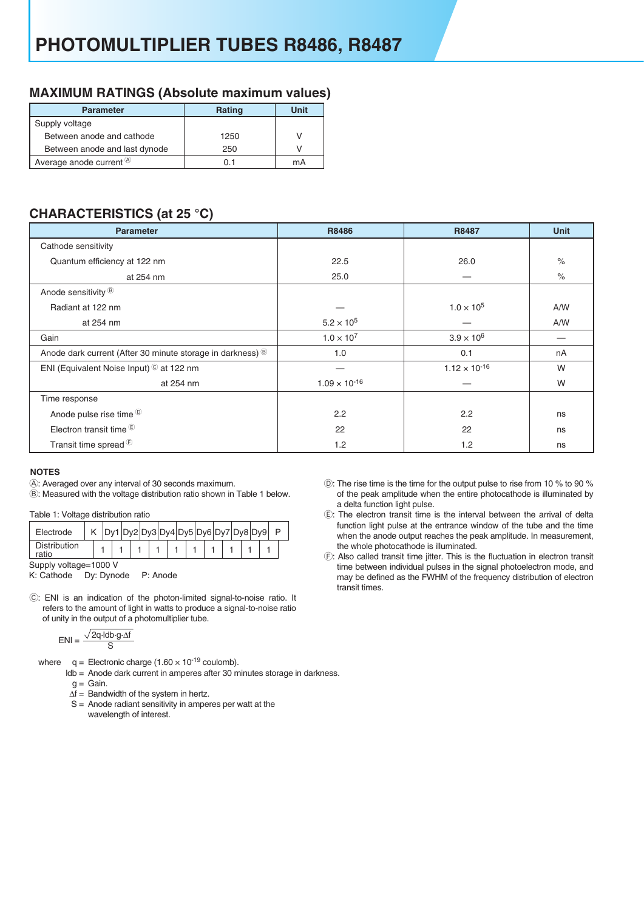# PHOTOMULTIPLIER TUBES R8486, R8487

## MAXIMUM RATINGS (Absolute maximum values)

| Parameter | Rating | Unit |
|---|---|---|
| Supply voltage | | |
| Between anode and cathode | 1250 | V |
| Between anode and last dynode | 250 | V |
| Average anode current Ⓐ | 0.1 | mA |

## CHARACTERISTICS (at 25 °C)

| Parameter | R8486 | R8487 | Unit |
|---|---|---|---|
| Cathode sensitivity | | | |
| Quantum efficiency at 122 nm | 22.5 | 26.0 | % |
| at 254 nm | 25.0 | — | % |
| Anode sensitivity Ⓑ | | | |
| Radiant at 122 nm | — | $1.0 \times 10^{5}$ | A/W |
| at 254 nm | $5.2 \times 10^{5}$ | — | A/W |
| Gain | $1.0 \times 10^{7}$ | $3.9 \times 10^{6}$ | — |
| Anode dark current (After 30 minute storage in darkness) Ⓑ | 1.0 | 0.1 | nA |
| ENI (Equivalent Noise Input) Ⓒ at 122 nm | — | $1.12 \times 10^{-16}$ | W |
| at 254 nm | $1.09 \times 10^{-16}$ | — | W |
| Time response | | | |
| Anode pulse rise time Ⓓ | 2.2 | 2.2 | ns |
| Electron transit time Ⓔ | 22 | 22 | ns |
| Transit time spread Ⓕ | 1.2 | 1.2 | ns |

### NOTES

Ⓐ: Averaged over any interval of 30 seconds maximum.

Ⓑ: Measured with the voltage distribution ratio shown in Table 1 below.

Table 1: Voltage distribution ratio

| Electrode | K | Dy1 | Dy2 | Dy3 | Dy4 | Dy5 | Dy6 | Dy7 | Dy8 | Dy9 | P |
|---|---|---|---|---|---|---|---|---|---|---|---|
| Distribution ratio | 1 | 1 | 1 | 1 | 1 | 1 | 1 | 1 | 1 | 1 | |

Supply voltage=1000 V

K: Cathode Dy: Dynode P: Anode

Ⓒ: ENI is an indication of the photon-limited signal-to-noise ratio. It refers to the amount of light in watts to produce a signal-to-noise ratio of unity in the output of a photomultiplier tube.

$$\mathrm{ENI} = \frac{\sqrt{2q \cdot Idb \cdot g \cdot \Delta f}}{S}$$

where
- $q$ = Electronic charge ($1.60 \times 10^{-19}$ coulomb).
- $Idb$ = Anode dark current in amperes after 30 minutes storage in darkness.
- $g$ = Gain.
- $\Delta f$ = Bandwidth of the system in hertz.
- $S$ = Anode radiant sensitivity in amperes per watt at the wavelength of interest.

Ⓓ: The rise time is the time for the output pulse to rise from 10 % to 90 % of the peak amplitude when the entire photocathode is illuminated by a delta function light pulse.

Ⓔ: The electron transit time is the interval between the arrival of delta function light pulse at the entrance window of the tube and the time when the anode output reaches the peak amplitude. In measurement, the whole photocathode is illuminated.

Ⓕ: Also called transit time jitter. This is the fluctuation in electron transit time between individual pulses in the signal photoelectron mode, and may be defined as the FWHM of the frequency distribution of electron transit times.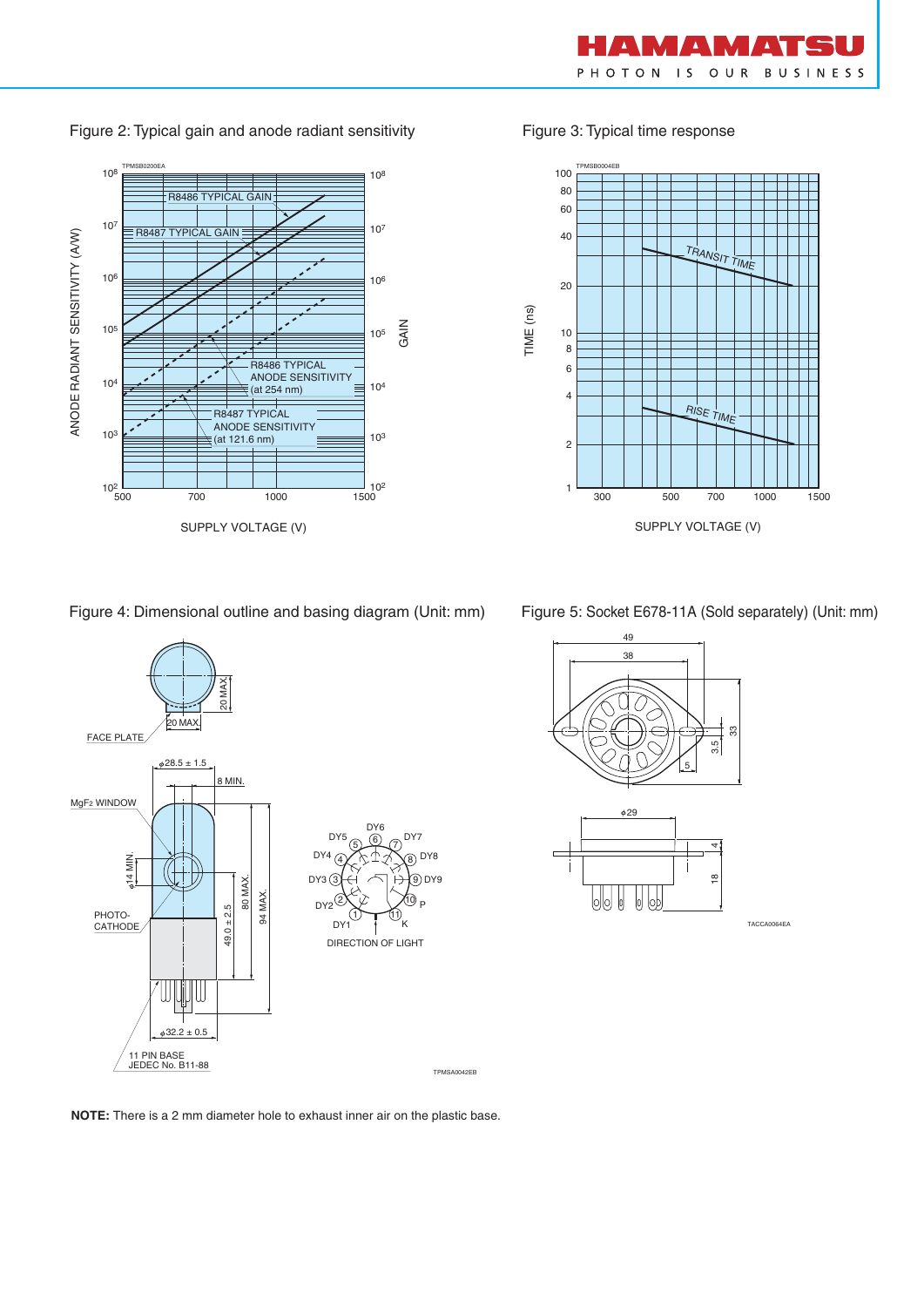Figure 2: Typical gain and anode radiant sensitivity

Figure 3: Typical time response

Figure 4: Dimensional outline and basing diagram (Unit: mm)

Figure 5: Socket E678-11A (Sold separately) (Unit: mm)

**NOTE:** There is a 2 mm diameter hole to exhaust inner air on the plastic base.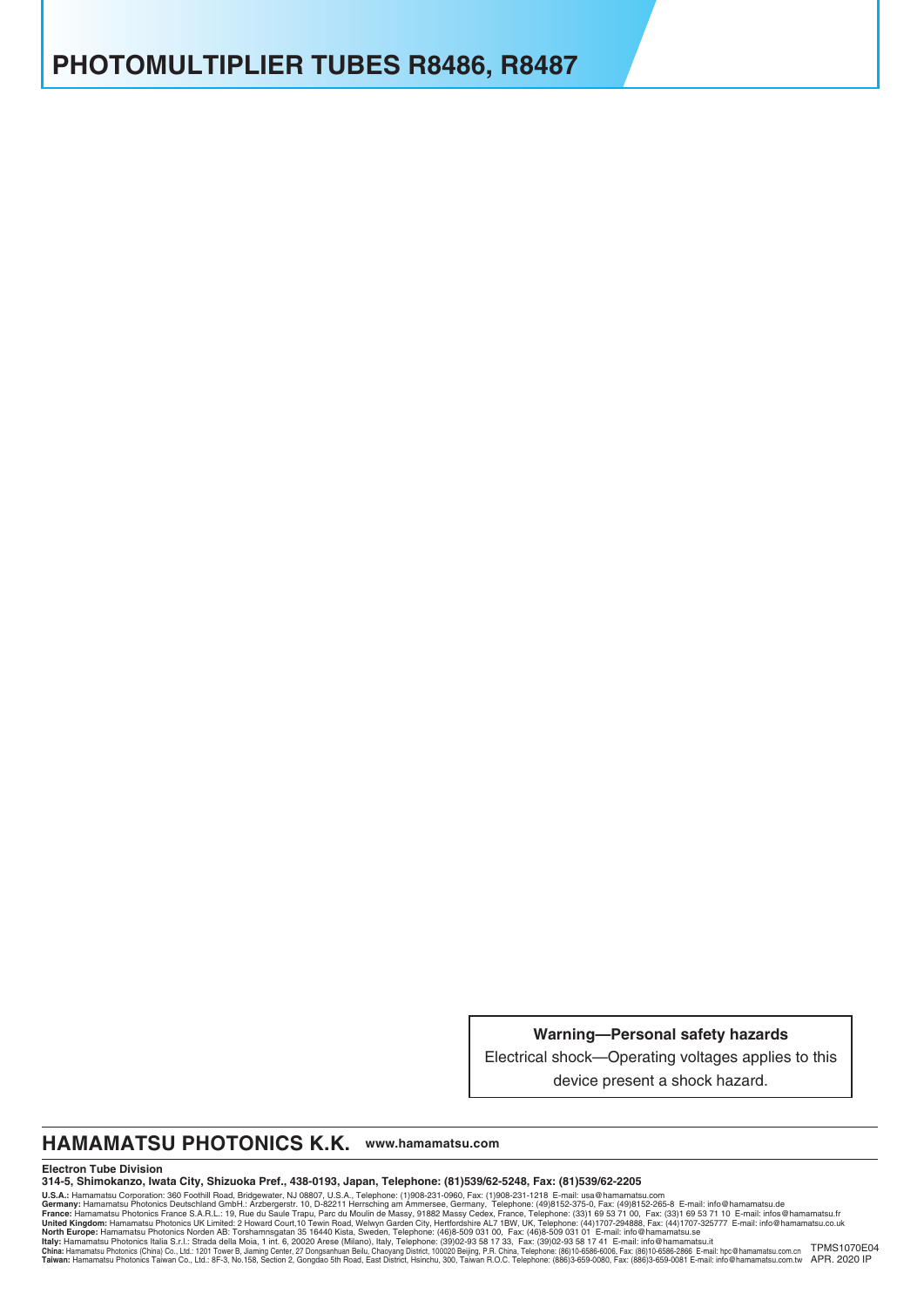**Warning—Personal safety hazards**

Electrical shock—Operating voltages applies to this device present a shock hazard.

## HAMAMATSU PHOTONICS K.K. www.hamamatsu.com

**Electron Tube Division**

**314-5, Shimokanzo, Iwata City, Shizuoka Pref., 438-0193, Japan, Telephone: (81)539/62-5248, Fax: (81)539/62-2205**

**U.S.A.:** Hamamatsu Corporation: 360 Foothill Road, Bridgewater, NJ 08807, U.S.A., Telephone: (1)908-231-0960, Fax: (1)908-231-1218 E-mail: usa@hamamatsu.com
**Germany:** Hamamatsu Photonics Deutschland GmbH.: Arzbergerstr. 10, D-82211 Herrsching am Ammersee, Germany, Telephone: (49)8152-375-0, Fax: (49)8152-265-8 E-mail: info@hamamatsu.de
**France:** Hamamatsu Photonics France S.A.R.L.: 19, Rue du Saule Trapu, Parc du Moulin de Massy, 91882 Massy Cedex, France, Telephone: (33)1 69 53 71 00, Fax: (33)1 69 53 71 10 E-mail: infos@hamamatsu.fr
**United Kingdom:** Hamamatsu Photonics UK Limited: 2 Howard Court,10 Tewin Road, Welwyn Garden City, Hertfordshire AL7 1BW, UK, Telephone: (44)1707-294888, Fax: (44)1707-325777 E-mail: info@hamamatsu.co.uk
**North Europe:** Hamamatsu Photonics Norden AB: Torshamnsgatan 35 16440 Kista, Sweden, Telephone: (46)8-509 031 00, Fax: (46)8-509 031 01 E-mail: info@hamamatsu.se
**Italy:** Hamamatsu Photonics Italia S.r.l.: Strada della Moia, 1 int. 6, 20020 Arese (Milano), Italy, Telephone: (39)02-93 58 17 33, Fax: (39)02-93 58 17 41 E-mail: info@hamamatsu.it
**China:** Hamamatsu Photonics (China) Co., Ltd.: 1201 Tower B, Jiaming Center, 27 Dongsanhuan Beilu, Chaoyang District, 100020 Beijing, P.R. China, Telephone: (86)10-6586-6006, Fax: (86)10-6586-2866 E-mail: hpc@hamamatsu.com.cn
**Taiwan:** Hamamatsu Photonics Taiwan Co., Ltd.: 8F-3, No.158, Section 2, Gongdao 5th Road, East District, Hsinchu, 300, Taiwan R.O.C. Telephone: (886)3-659-0080, Fax: (886)3-659-0081 E-mail: info@hamamatsu.com.tw

TPMS1070E04
APR. 2020 IP